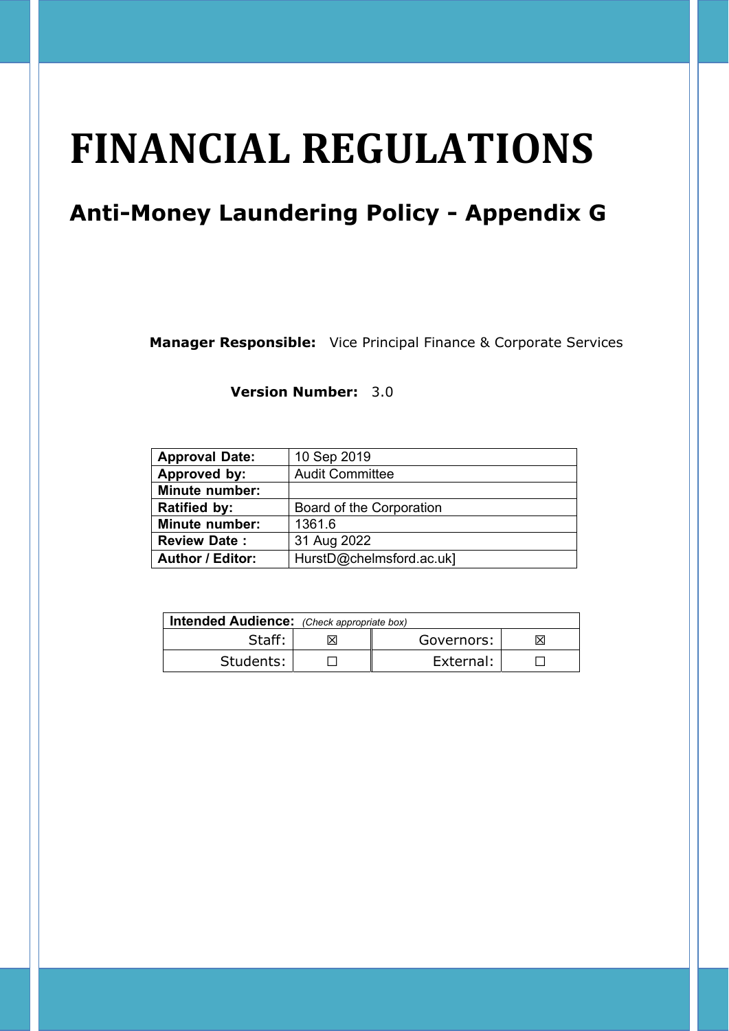# FINANCIAL REGULATIONS

## Anti-Money Laundering Policy - Appendix G

**Manager Responsible:** Vice Principal Finance & Corporate Services

**Version Number:** 3.0

| | |
|---|---|
| **Approval Date:** | 10 Sep 2019 |
| **Approved by:** | Audit Committee |
| **Minute number:** | |
| **Ratified by:** | Board of the Corporation |
| **Minute number:** | 1361.6 |
| **Review Date :** | 31 Aug 2022 |
| **Author / Editor:** | HurstD@chelmsford.ac.uk] |

| **Intended Audience:** *(Check appropriate box)* | | | |
|---|---|---|---|
| Staff: | ☒ | Governors: | ☒ |
| Students: | ☐ | External: | ☐ |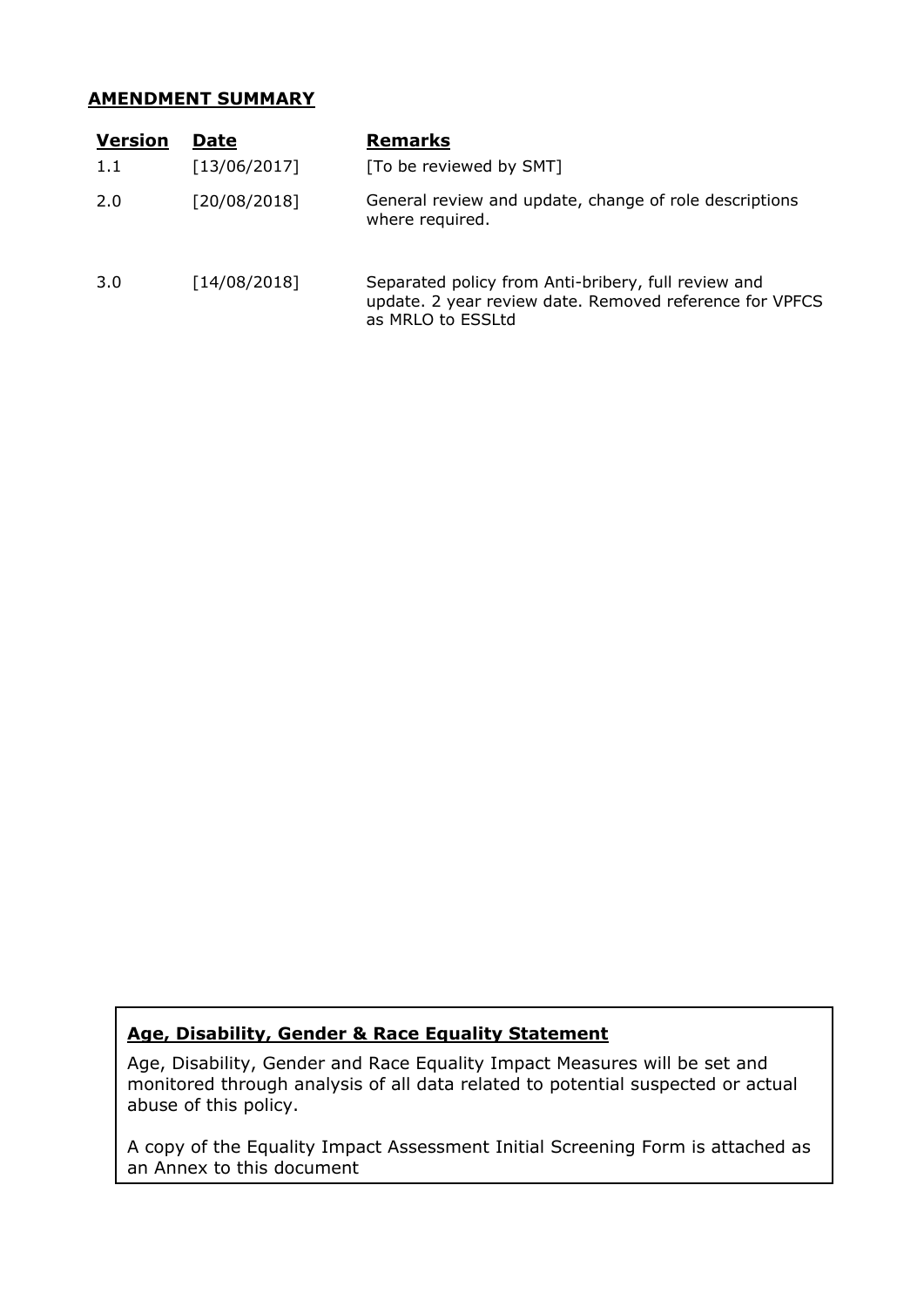**AMENDMENT SUMMARY**

| Version | Date | Remarks |
|---|---|---|
| 1.1 | [13/06/2017] | [To be reviewed by SMT] |
| 2.0 | [20/08/2018] | General review and update, change of role descriptions where required. |
| 3.0 | [14/08/2018] | Separated policy from Anti-bribery, full review and update. 2 year review date. Removed reference for VPFCS as MRLO to ESSLtd |

**Age, Disability, Gender & Race Equality Statement**

Age, Disability, Gender and Race Equality Impact Measures will be set and monitored through analysis of all data related to potential suspected or actual abuse of this policy.

A copy of the Equality Impact Assessment Initial Screening Form is attached as an Annex to this document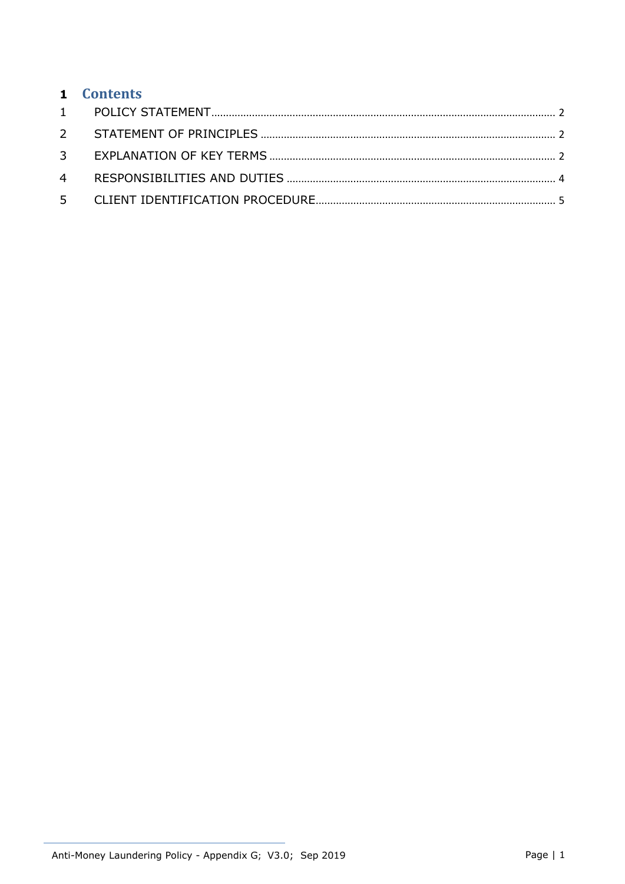# 1 Contents

1 POLICY STATEMENT ........ 2

2 STATEMENT OF PRINCIPLES ........ 2

3 EXPLANATION OF KEY TERMS ........ 2

4 RESPONSIBILITIES AND DUTIES ........ 4

5 CLIENT IDENTIFICATION PROCEDURE ........ 5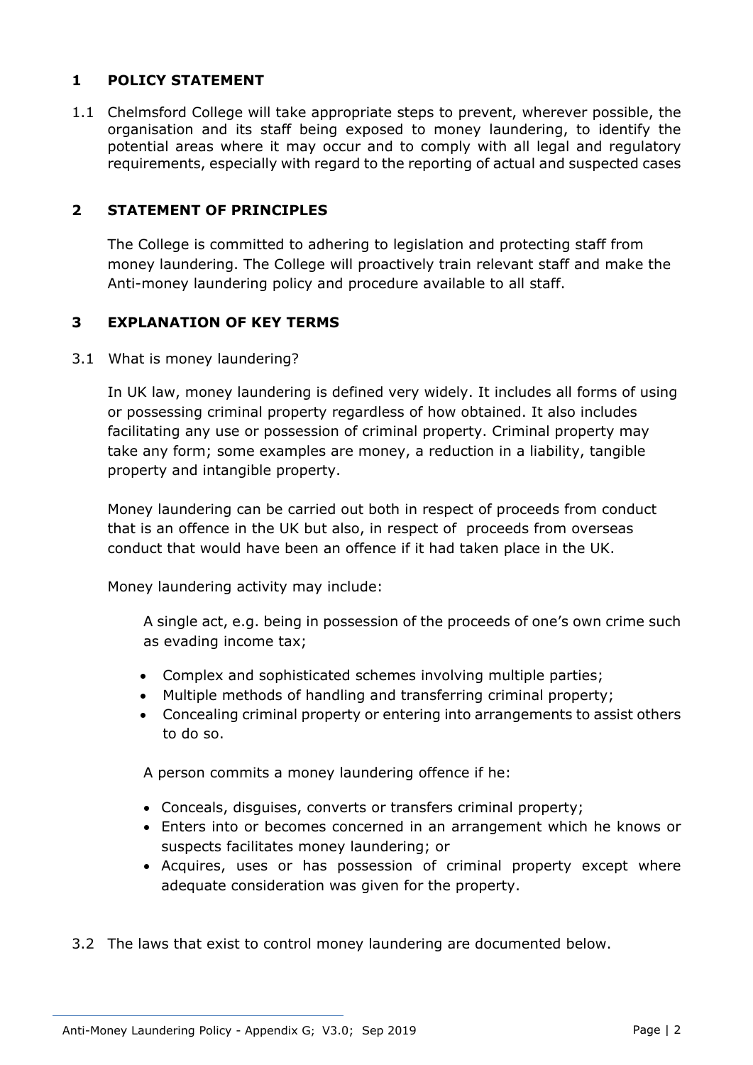## 1 POLICY STATEMENT

1.1 Chelmsford College will take appropriate steps to prevent, wherever possible, the organisation and its staff being exposed to money laundering, to identify the potential areas where it may occur and to comply with all legal and regulatory requirements, especially with regard to the reporting of actual and suspected cases

## 2 STATEMENT OF PRINCIPLES

The College is committed to adhering to legislation and protecting staff from money laundering. The College will proactively train relevant staff and make the Anti-money laundering policy and procedure available to all staff.

## 3 EXPLANATION OF KEY TERMS

3.1 What is money laundering?

In UK law, money laundering is defined very widely. It includes all forms of using or possessing criminal property regardless of how obtained. It also includes facilitating any use or possession of criminal property. Criminal property may take any form; some examples are money, a reduction in a liability, tangible property and intangible property.

Money laundering can be carried out both in respect of proceeds from conduct that is an offence in the UK but also, in respect of proceeds from overseas conduct that would have been an offence if it had taken place in the UK.

Money laundering activity may include:

A single act, e.g. being in possession of the proceeds of one's own crime such as evading income tax;

- Complex and sophisticated schemes involving multiple parties;
- Multiple methods of handling and transferring criminal property;
- Concealing criminal property or entering into arrangements to assist others to do so.

A person commits a money laundering offence if he:

- Conceals, disguises, converts or transfers criminal property;
- Enters into or becomes concerned in an arrangement which he knows or suspects facilitates money laundering; or
- Acquires, uses or has possession of criminal property except where adequate consideration was given for the property.

3.2 The laws that exist to control money laundering are documented below.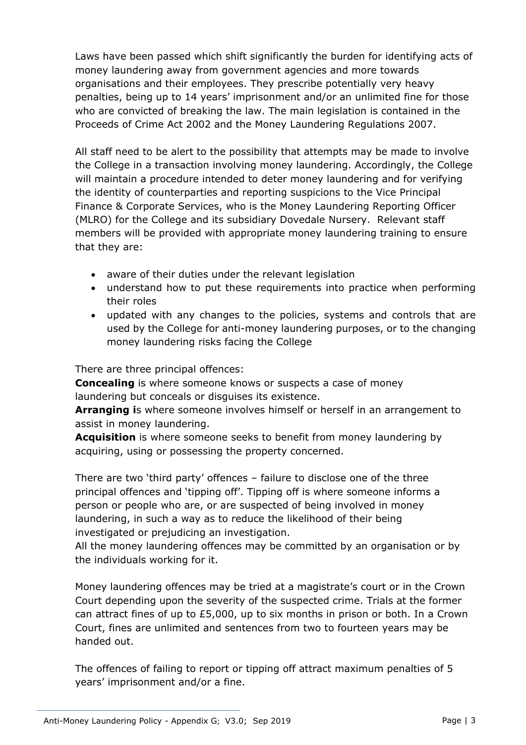Laws have been passed which shift significantly the burden for identifying acts of money laundering away from government agencies and more towards organisations and their employees. They prescribe potentially very heavy penalties, being up to 14 years' imprisonment and/or an unlimited fine for those who are convicted of breaking the law. The main legislation is contained in the Proceeds of Crime Act 2002 and the Money Laundering Regulations 2007.

All staff need to be alert to the possibility that attempts may be made to involve the College in a transaction involving money laundering. Accordingly, the College will maintain a procedure intended to deter money laundering and for verifying the identity of counterparties and reporting suspicions to the Vice Principal Finance & Corporate Services, who is the Money Laundering Reporting Officer (MLRO) for the College and its subsidiary Dovedale Nursery. Relevant staff members will be provided with appropriate money laundering training to ensure that they are:

- aware of their duties under the relevant legislation
- understand how to put these requirements into practice when performing their roles
- updated with any changes to the policies, systems and controls that are used by the College for anti-money laundering purposes, or to the changing money laundering risks facing the College

There are three principal offences:

**Concealing** is where someone knows or suspects a case of money laundering but conceals or disguises its existence.

**Arranging i**s where someone involves himself or herself in an arrangement to assist in money laundering.

**Acquisition** is where someone seeks to benefit from money laundering by acquiring, using or possessing the property concerned.

There are two 'third party' offences – failure to disclose one of the three principal offences and 'tipping off'. Tipping off is where someone informs a person or people who are, or are suspected of being involved in money laundering, in such a way as to reduce the likelihood of their being investigated or prejudicing an investigation.

All the money laundering offences may be committed by an organisation or by the individuals working for it.

Money laundering offences may be tried at a magistrate's court or in the Crown Court depending upon the severity of the suspected crime. Trials at the former can attract fines of up to £5,000, up to six months in prison or both. In a Crown Court, fines are unlimited and sentences from two to fourteen years may be handed out.

The offences of failing to report or tipping off attract maximum penalties of 5 years' imprisonment and/or a fine.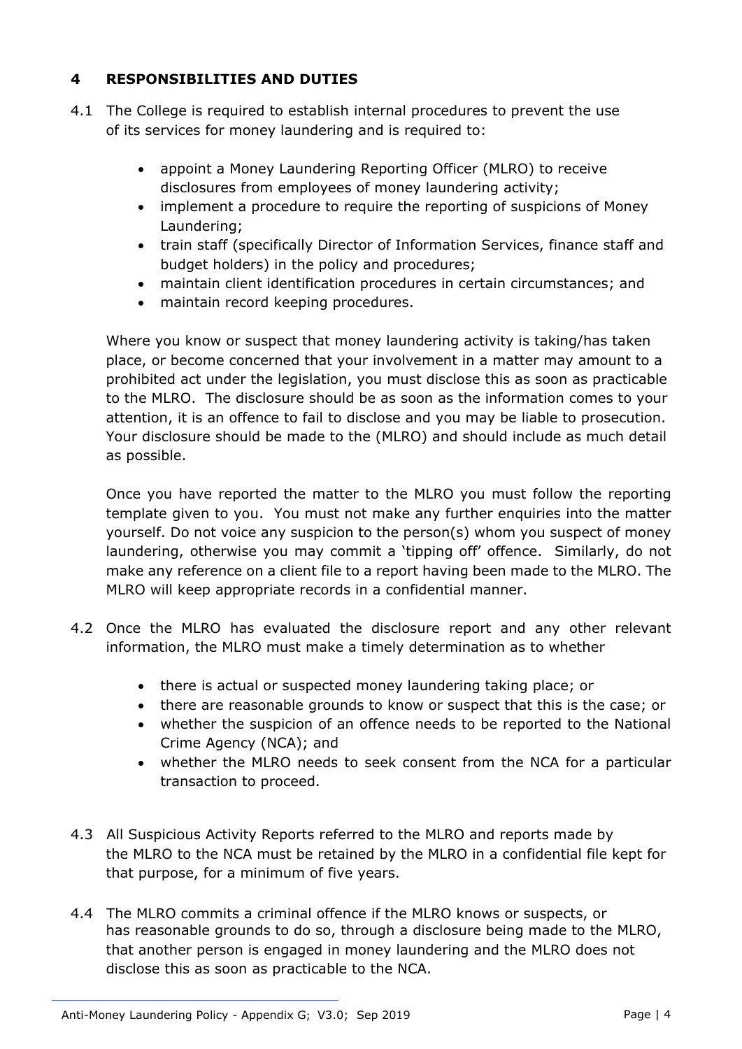## 4 RESPONSIBILITIES AND DUTIES

4.1 The College is required to establish internal procedures to prevent the use of its services for money laundering and is required to:

- appoint a Money Laundering Reporting Officer (MLRO) to receive disclosures from employees of money laundering activity;
- implement a procedure to require the reporting of suspicions of Money Laundering;
- train staff (specifically Director of Information Services, finance staff and budget holders) in the policy and procedures;
- maintain client identification procedures in certain circumstances; and
- maintain record keeping procedures.

Where you know or suspect that money laundering activity is taking/has taken place, or become concerned that your involvement in a matter may amount to a prohibited act under the legislation, you must disclose this as soon as practicable to the MLRO. The disclosure should be as soon as the information comes to your attention, it is an offence to fail to disclose and you may be liable to prosecution. Your disclosure should be made to the (MLRO) and should include as much detail as possible.

Once you have reported the matter to the MLRO you must follow the reporting template given to you. You must not make any further enquiries into the matter yourself. Do not voice any suspicion to the person(s) whom you suspect of money laundering, otherwise you may commit a 'tipping off' offence. Similarly, do not make any reference on a client file to a report having been made to the MLRO. The MLRO will keep appropriate records in a confidential manner.

4.2 Once the MLRO has evaluated the disclosure report and any other relevant information, the MLRO must make a timely determination as to whether

- there is actual or suspected money laundering taking place; or
- there are reasonable grounds to know or suspect that this is the case; or
- whether the suspicion of an offence needs to be reported to the National Crime Agency (NCA); and
- whether the MLRO needs to seek consent from the NCA for a particular transaction to proceed.

4.3 All Suspicious Activity Reports referred to the MLRO and reports made by the MLRO to the NCA must be retained by the MLRO in a confidential file kept for that purpose, for a minimum of five years.

4.4 The MLRO commits a criminal offence if the MLRO knows or suspects, or has reasonable grounds to do so, through a disclosure being made to the MLRO, that another person is engaged in money laundering and the MLRO does not disclose this as soon as practicable to the NCA.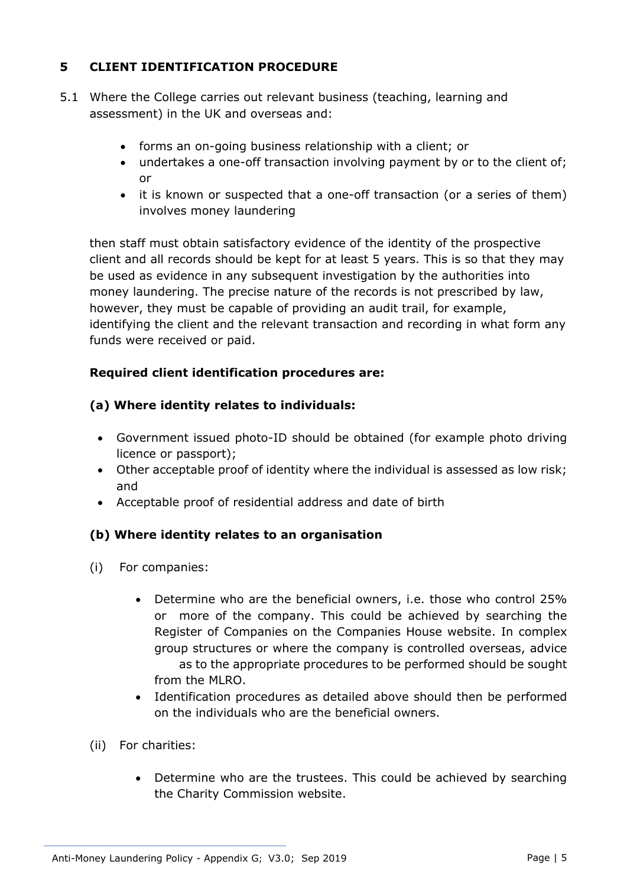## 5 CLIENT IDENTIFICATION PROCEDURE

5.1 Where the College carries out relevant business (teaching, learning and assessment) in the UK and overseas and:

- forms an on-going business relationship with a client; or
- undertakes a one-off transaction involving payment by or to the client of; or
- it is known or suspected that a one-off transaction (or a series of them) involves money laundering

then staff must obtain satisfactory evidence of the identity of the prospective client and all records should be kept for at least 5 years. This is so that they may be used as evidence in any subsequent investigation by the authorities into money laundering. The precise nature of the records is not prescribed by law, however, they must be capable of providing an audit trail, for example, identifying the client and the relevant transaction and recording in what form any funds were received or paid.

**Required client identification procedures are:**

**(a) Where identity relates to individuals:**

- Government issued photo-ID should be obtained (for example photo driving licence or passport);
- Other acceptable proof of identity where the individual is assessed as low risk; and
- Acceptable proof of residential address and date of birth

**(b) Where identity relates to an organisation**

(i) For companies:

- Determine who are the beneficial owners, i.e. those who control 25% or more of the company. This could be achieved by searching the Register of Companies on the Companies House website. In complex group structures or where the company is controlled overseas, advice as to the appropriate procedures to be performed should be sought from the MLRO.
- Identification procedures as detailed above should then be performed on the individuals who are the beneficial owners.

(ii) For charities:

- Determine who are the trustees. This could be achieved by searching the Charity Commission website.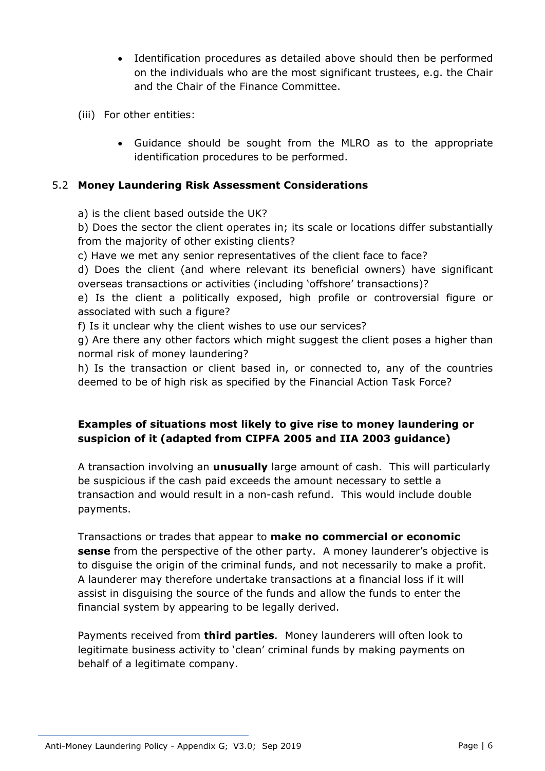- Identification procedures as detailed above should then be performed on the individuals who are the most significant trustees, e.g. the Chair and the Chair of the Finance Committee.

(iii) For other entities:

- Guidance should be sought from the MLRO as to the appropriate identification procedures to be performed.

## 5.2 Money Laundering Risk Assessment Considerations

a) is the client based outside the UK?

b) Does the sector the client operates in; its scale or locations differ substantially from the majority of other existing clients?

c) Have we met any senior representatives of the client face to face?

d) Does the client (and where relevant its beneficial owners) have significant overseas transactions or activities (including 'offshore' transactions)?

e) Is the client a politically exposed, high profile or controversial figure or associated with such a figure?

f) Is it unclear why the client wishes to use our services?

g) Are there any other factors which might suggest the client poses a higher than normal risk of money laundering?

h) Is the transaction or client based in, or connected to, any of the countries deemed to be of high risk as specified by the Financial Action Task Force?

### Examples of situations most likely to give rise to money laundering or suspicion of it (adapted from CIPFA 2005 and IIA 2003 guidance)

A transaction involving an **unusually** large amount of cash. This will particularly be suspicious if the cash paid exceeds the amount necessary to settle a transaction and would result in a non-cash refund. This would include double payments.

Transactions or trades that appear to **make no commercial or economic sense** from the perspective of the other party. A money launderer's objective is to disguise the origin of the criminal funds, and not necessarily to make a profit. A launderer may therefore undertake transactions at a financial loss if it will assist in disguising the source of the funds and allow the funds to enter the financial system by appearing to be legally derived.

Payments received from **third parties**. Money launderers will often look to legitimate business activity to 'clean' criminal funds by making payments on behalf of a legitimate company.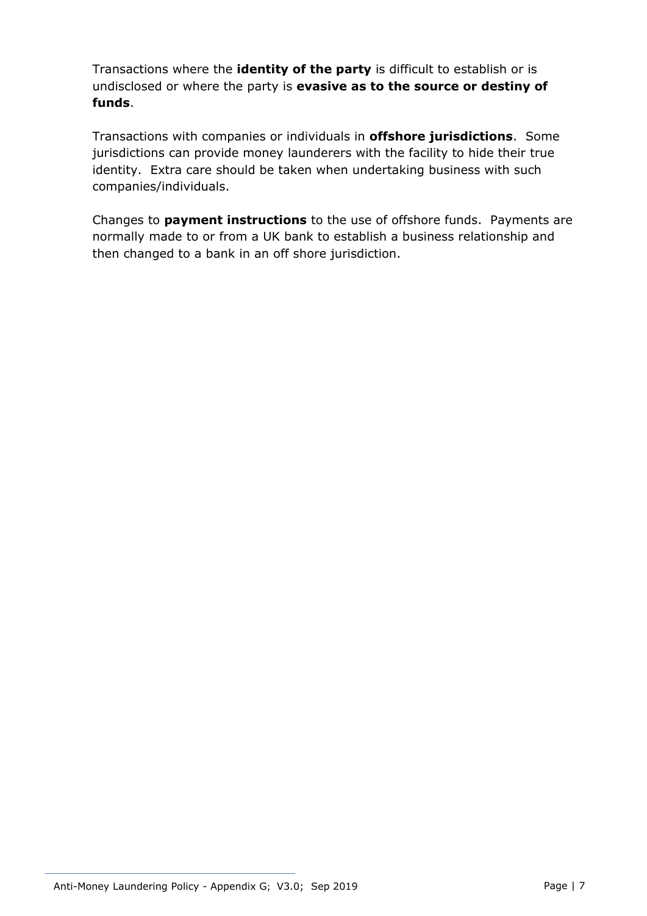Transactions where the **identity of the party** is difficult to establish or is undisclosed or where the party is **evasive as to the source or destiny of funds**.

Transactions with companies or individuals in **offshore jurisdictions**. Some jurisdictions can provide money launderers with the facility to hide their true identity. Extra care should be taken when undertaking business with such companies/individuals.

Changes to **payment instructions** to the use of offshore funds. Payments are normally made to or from a UK bank to establish a business relationship and then changed to a bank in an off shore jurisdiction.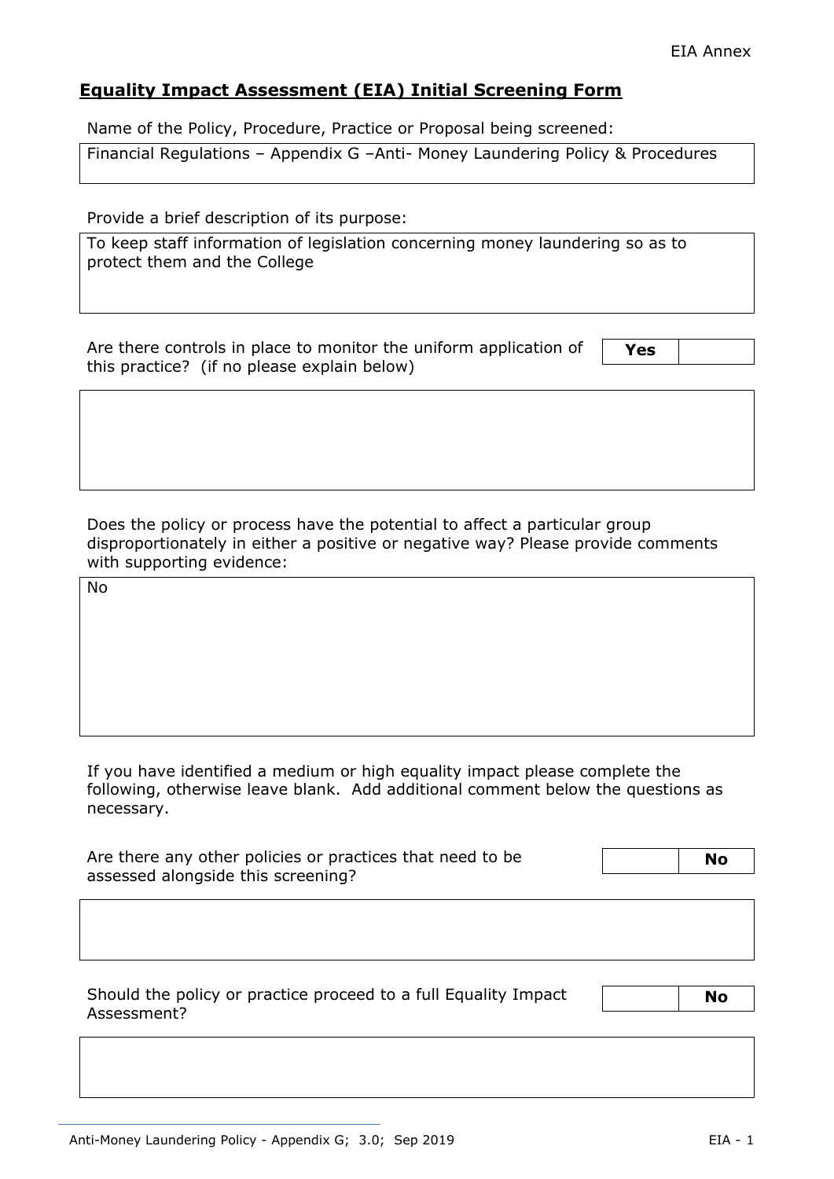EIA Annex

## Equality Impact Assessment (EIA) Initial Screening Form

Name of the Policy, Procedure, Practice or Proposal being screened:

| Financial Regulations – Appendix G –Anti- Money Laundering Policy & Procedures |
|---|

Provide a brief description of its purpose:

| To keep staff information of legislation concerning money laundering so as to protect them and the College |
|---|

| Are there controls in place to monitor the uniform application of this practice? (if no please explain below) | **Yes** | |
|---|---|---|

| |
|---|

Does the policy or process have the potential to affect a particular group disproportionately in either a positive or negative way? Please provide comments with supporting evidence:

| No |
|---|

If you have identified a medium or high equality impact please complete the following, otherwise leave blank. Add additional comment below the questions as necessary.

| Are there any other policies or practices that need to be assessed alongside this screening? | | **No** |
|---|---|---|

| |
|---|

| Should the policy or practice proceed to a full Equality Impact Assessment? | | **No** |
|---|---|---|

| |
|---|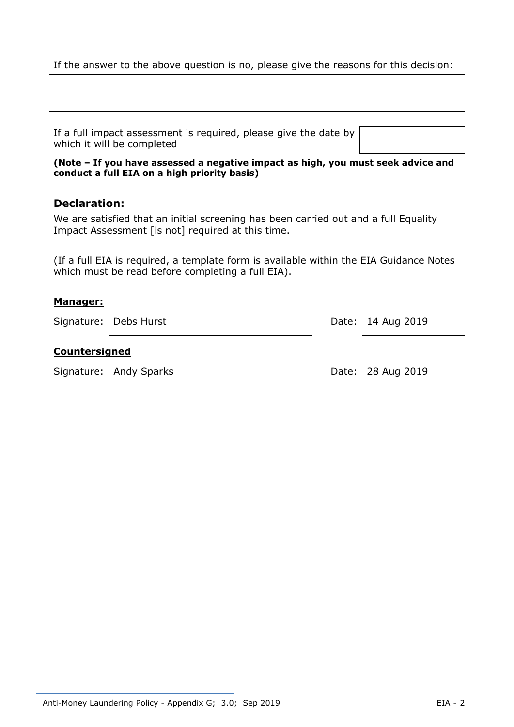If the answer to the above question is no, please give the reasons for this decision:

If a full impact assessment is required, please give the date by which it will be completed

**(Note – If you have assessed a negative impact as high, you must seek advice and conduct a full EIA on a high priority basis)**

## Declaration:

We are satisfied that an initial screening has been carried out and a full Equality Impact Assessment [is not] required at this time.

(If a full EIA is required, a template form is available within the EIA Guidance Notes which must be read before completing a full EIA).

**Manager:**

Signature: Debs Hurst

Date: 14 Aug 2019

**Countersigned**

Signature: Andy Sparks

Date: 28 Aug 2019